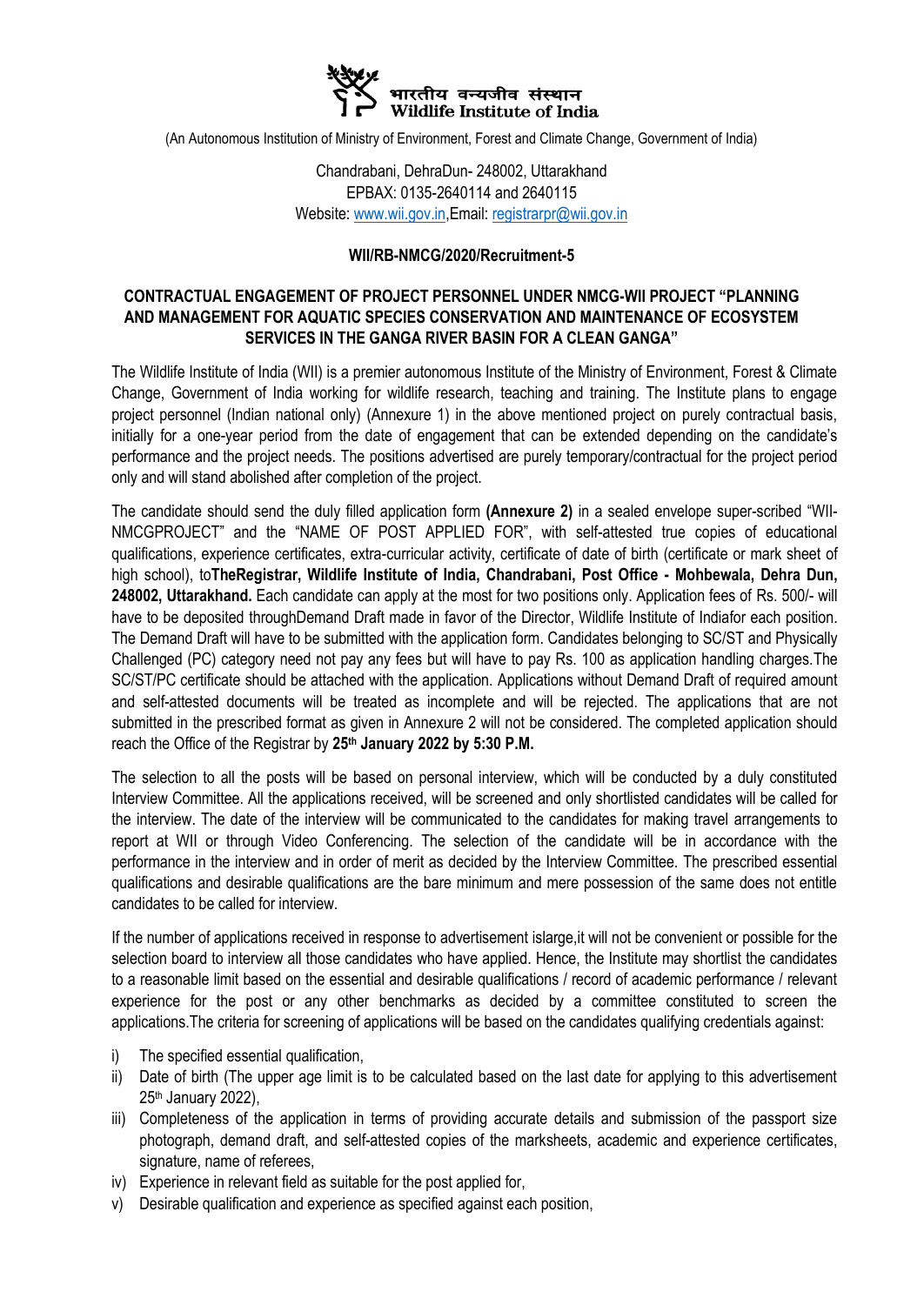भारतीय वन्यजीव संस्थान
Wildlife Institute of India

(An Autonomous Institution of Ministry of Environment, Forest and Climate Change, Government of India)

Chandrabani, DehraDun- 248002, Uttarakhand
EPBAX: 0135-2640114 and 2640115
Website: www.wii.gov.in,Email: registrarpr@wii.gov.in

**WII/RB-NMCG/2020/Recruitment-5**

**CONTRACTUAL ENGAGEMENT OF PROJECT PERSONNEL UNDER NMCG-WII PROJECT "PLANNING AND MANAGEMENT FOR AQUATIC SPECIES CONSERVATION AND MAINTENANCE OF ECOSYSTEM SERVICES IN THE GANGA RIVER BASIN FOR A CLEAN GANGA"**

The Wildlife Institute of India (WII) is a premier autonomous Institute of the Ministry of Environment, Forest & Climate Change, Government of India working for wildlife research, teaching and training. The Institute plans to engage project personnel (Indian national only) (Annexure 1) in the above mentioned project on purely contractual basis, initially for a one-year period from the date of engagement that can be extended depending on the candidate's performance and the project needs. The positions advertised are purely temporary/contractual for the project period only and will stand abolished after completion of the project.

The candidate should send the duly filled application form **(Annexure 2)** in a sealed envelope super-scribed "WII-NMCGPROJECT" and the "NAME OF POST APPLIED FOR", with self-attested true copies of educational qualifications, experience certificates, extra-curricular activity, certificate of date of birth (certificate or mark sheet of high school), to**TheRegistrar, Wildlife Institute of India, Chandrabani, Post Office - Mohbewala, Dehra Dun, 248002, Uttarakhand.** Each candidate can apply at the most for two positions only. Application fees of Rs. 500/- will have to be deposited throughDemand Draft made in favor of the Director, Wildlife Institute of Indiafor each position. The Demand Draft will have to be submitted with the application form. Candidates belonging to SC/ST and Physically Challenged (PC) category need not pay any fees but will have to pay Rs. 100 as application handling charges.The SC/ST/PC certificate should be attached with the application. Applications without Demand Draft of required amount and self-attested documents will be treated as incomplete and will be rejected. The applications that are not submitted in the prescribed format as given in Annexure 2 will not be considered. The completed application should reach the Office of the Registrar by **25th January 2022 by 5:30 P.M.**

The selection to all the posts will be based on personal interview, which will be conducted by a duly constituted Interview Committee. All the applications received, will be screened and only shortlisted candidates will be called for the interview. The date of the interview will be communicated to the candidates for making travel arrangements to report at WII or through Video Conferencing. The selection of the candidate will be in accordance with the performance in the interview and in order of merit as decided by the Interview Committee. The prescribed essential qualifications and desirable qualifications are the bare minimum and mere possession of the same does not entitle candidates to be called for interview.

If the number of applications received in response to advertisement islarge,it will not be convenient or possible for the selection board to interview all those candidates who have applied. Hence, the Institute may shortlist the candidates to a reasonable limit based on the essential and desirable qualifications / record of academic performance / relevant experience for the post or any other benchmarks as decided by a committee constituted to screen the applications.The criteria for screening of applications will be based on the candidates qualifying credentials against:

i) The specified essential qualification,
ii) Date of birth (The upper age limit is to be calculated based on the last date for applying to this advertisement 25th January 2022),
iii) Completeness of the application in terms of providing accurate details and submission of the passport size photograph, demand draft, and self-attested copies of the marksheets, academic and experience certificates, signature, name of referees,
iv) Experience in relevant field as suitable for the post applied for,
v) Desirable qualification and experience as specified against each position,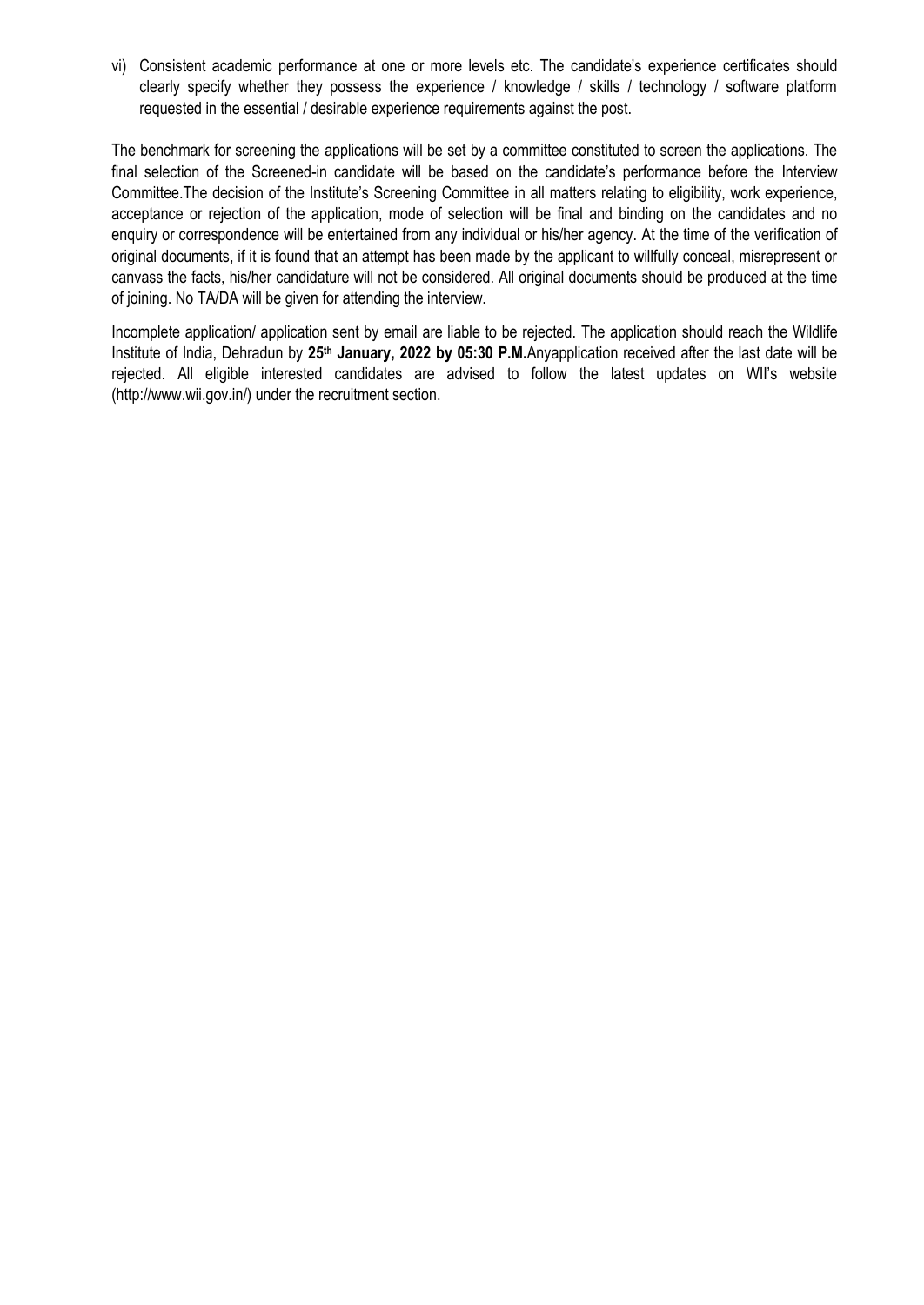vi) Consistent academic performance at one or more levels etc. The candidate's experience certificates should clearly specify whether they possess the experience / knowledge / skills / technology / software platform requested in the essential / desirable experience requirements against the post.

The benchmark for screening the applications will be set by a committee constituted to screen the applications. The final selection of the Screened-in candidate will be based on the candidate's performance before the Interview Committee.The decision of the Institute's Screening Committee in all matters relating to eligibility, work experience, acceptance or rejection of the application, mode of selection will be final and binding on the candidates and no enquiry or correspondence will be entertained from any individual or his/her agency. At the time of the verification of original documents, if it is found that an attempt has been made by the applicant to willfully conceal, misrepresent or canvass the facts, his/her candidature will not be considered. All original documents should be produced at the time of joining. No TA/DA will be given for attending the interview.

Incomplete application/ application sent by email are liable to be rejected. The application should reach the Wildlife Institute of India, Dehradun by **25th January, 2022 by 05:30 P.M.**Anyapplication received after the last date will be rejected. All eligible interested candidates are advised to follow the latest updates on WII's website (http://www.wii.gov.in/) under the recruitment section.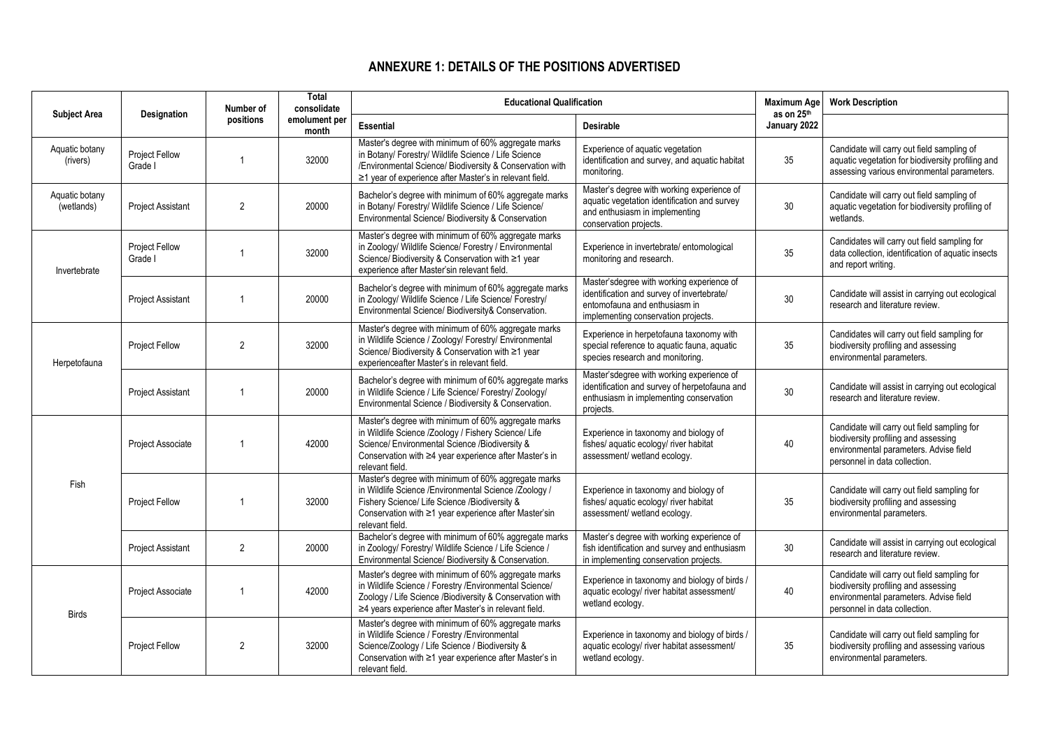## ANNEXURE 1: DETAILS OF THE POSITIONS ADVERTISED

| Subject Area | Designation | Number of positions | Total consolidate emolument per month | Educational Qualification | | Maximum Age as on 25th January 2022 | Work Description |
|---|---|---|---|---|---|---|---|
| | | | | Essential | Desirable | | |
| Aquatic botany (rivers) | Project Fellow Grade I | 1 | 32000 | Master's degree with minimum of 60% aggregate marks in Botany/ Forestry/ Wildlife Science / Life Science /Environmental Science/ Biodiversity & Conservation with ≥1 year of experience after Master's in relevant field. | Experience of aquatic vegetation identification and survey, and aquatic habitat monitoring. | 35 | Candidate will carry out field sampling of aquatic vegetation for biodiversity profiling and assessing various environmental parameters. |
| Aquatic botany (wetlands) | Project Assistant | 2 | 20000 | Bachelor's degree with minimum of 60% aggregate marks in Botany/ Forestry/ Wildlife Science / Life Science/ Environmental Science/ Biodiversity & Conservation | Master's degree with working experience of aquatic vegetation identification and survey and enthusiasm in implementing conservation projects. | 30 | Candidate will carry out field sampling of aquatic vegetation for biodiversity profiling of wetlands. |
| Invertebrate | Project Fellow Grade I | 1 | 32000 | Master's degree with minimum of 60% aggregate marks in Zoology/ Wildlife Science/ Forestry / Environmental Science/ Biodiversity & Conservation with ≥1 year experience after Master'sin relevant field. | Experience in invertebrate/ entomological monitoring and research. | 35 | Candidates will carry out field sampling for data collection, identification of aquatic insects and report writing. |
| | Project Assistant | 1 | 20000 | Bachelor's degree with minimum of 60% aggregate marks in Zoology/ Wildlife Science / Life Science/ Forestry/ Environmental Science/ Biodiversity& Conservation. | Master'sdegree with working experience of identification and survey of invertebrate/ entomofauna and enthusiasm in implementing conservation projects. | 30 | Candidate will assist in carrying out ecological research and literature review. |
| Herpetofauna | Project Fellow | 2 | 32000 | Master's degree with minimum of 60% aggregate marks in Wildlife Science / Zoology/ Forestry/ Environmental Science/ Biodiversity & Conservation with ≥1 year experienceafter Master's in relevant field. | Experience in herpetofauna taxonomy with special reference to aquatic fauna, aquatic species research and monitoring. | 35 | Candidates will carry out field sampling for biodiversity profiling and assessing environmental parameters. |
| | Project Assistant | 1 | 20000 | Bachelor's degree with minimum of 60% aggregate marks in Wildlife Science / Life Science/ Forestry/ Zoology/ Environmental Science / Biodiversity & Conservation. | Master'sdegree with working experience of identification and survey of herpetofauna and enthusiasm in implementing conservation projects. | 30 | Candidate will assist in carrying out ecological research and literature review. |
| Fish | Project Associate | 1 | 42000 | Master's degree with minimum of 60% aggregate marks in Wildlife Science /Zoology / Fishery Science/ Life Science/ Environmental Science /Biodiversity & Conservation with ≥4 year experience after Master's in relevant field. | Experience in taxonomy and biology of fishes/ aquatic ecology/ river habitat assessment/ wetland ecology. | 40 | Candidate will carry out field sampling for biodiversity profiling and assessing environmental parameters. Advise field personnel in data collection. |
| | Project Fellow | 1 | 32000 | Master's degree with minimum of 60% aggregate marks in Wildlife Science /Environmental Science /Zoology / Fishery Science/ Life Science /Biodiversity & Conservation with ≥1 year experience after Master'sin relevant field. | Experience in taxonomy and biology of fishes/ aquatic ecology/ river habitat assessment/ wetland ecology. | 35 | Candidate will carry out field sampling for biodiversity profiling and assessing environmental parameters. |
| | Project Assistant | 2 | 20000 | Bachelor's degree with minimum of 60% aggregate marks in Zoology/ Forestry/ Wildlife Science / Life Science / Environmental Science/ Biodiversity & Conservation. | Master's degree with working experience of fish identification and survey and enthusiasm in implementing conservation projects. | 30 | Candidate will assist in carrying out ecological research and literature review. |
| Birds | Project Associate | 1 | 42000 | Master's degree with minimum of 60% aggregate marks in Wildlife Science / Forestry /Environmental Science/ Zoology / Life Science /Biodiversity & Conservation with ≥4 years experience after Master's in relevant field. | Experience in taxonomy and biology of birds / aquatic ecology/ river habitat assessment/ wetland ecology. | 40 | Candidate will carry out field sampling for biodiversity profiling and assessing environmental parameters. Advise field personnel in data collection. |
| | Project Fellow | 2 | 32000 | Master's degree with minimum of 60% aggregate marks in Wildlife Science / Forestry /Environmental Science/Zoology / Life Science / Biodiversity & Conservation with ≥1 year experience after Master's in relevant field. | Experience in taxonomy and biology of birds / aquatic ecology/ river habitat assessment/ wetland ecology. | 35 | Candidate will carry out field sampling for biodiversity profiling and assessing various environmental parameters. |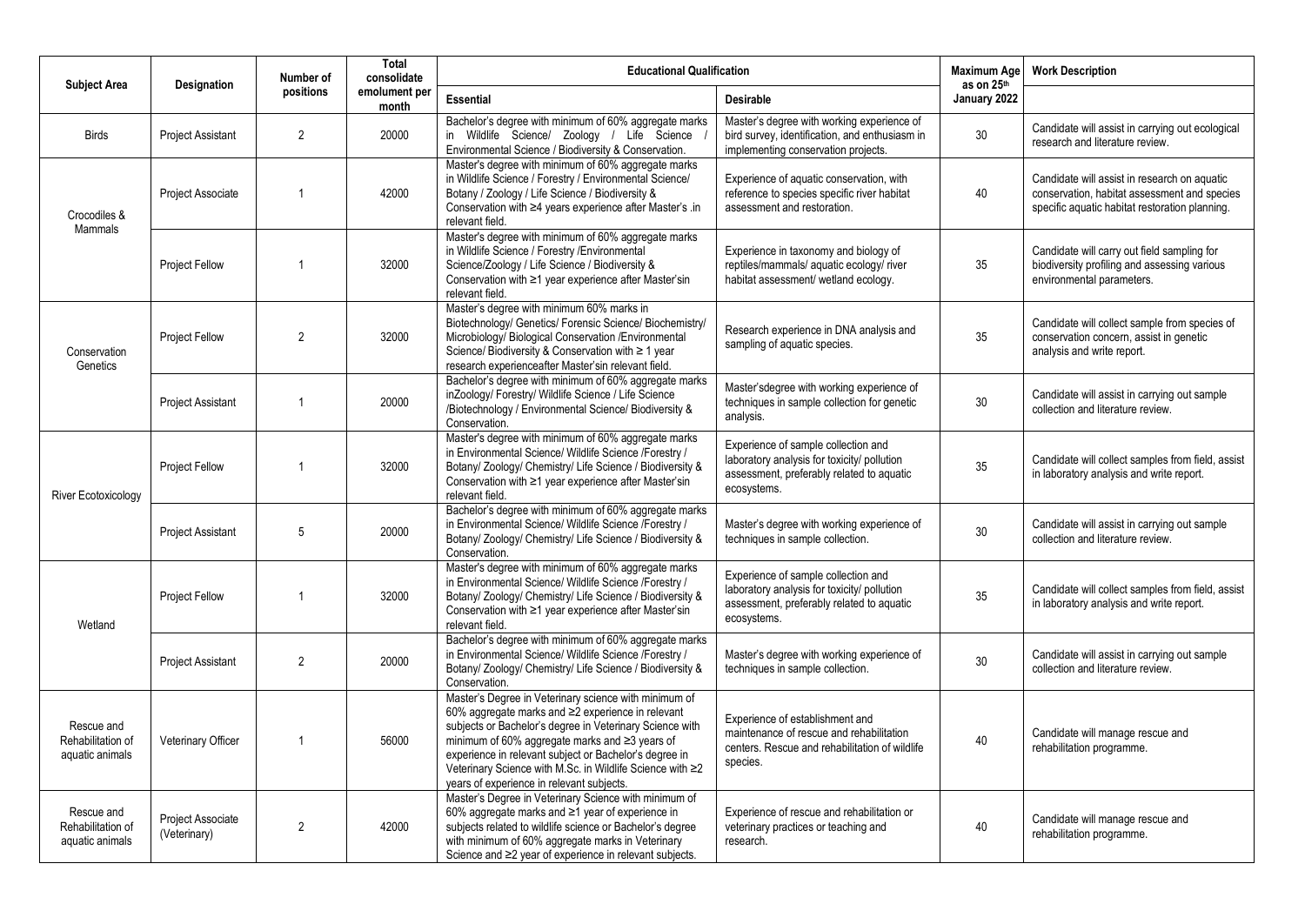| Subject Area | Designation | Number of positions | Total consolidate emolument per month | Educational Qualification | | Maximum Age as on 25th January 2022 | Work Description |
|---|---|---|---|---|---|---|---|
| | | | | Essential | Desirable | | |
| Birds | Project Assistant | 2 | 20000 | Bachelor's degree with minimum of 60% aggregate marks in Wildlife Science/ Zoology / Life Science / Environmental Science / Biodiversity & Conservation. | Master's degree with working experience of bird survey, identification, and enthusiasm in implementing conservation projects. | 30 | Candidate will assist in carrying out ecological research and literature review. |
| Crocodiles & Mammals | Project Associate | 1 | 42000 | Master's degree with minimum of 60% aggregate marks in Wildlife Science / Forestry / Environmental Science/ Botany / Zoology / Life Science / Biodiversity & Conservation with ≥4 years experience after Master's .in relevant field. | Experience of aquatic conservation, with reference to species specific river habitat assessment and restoration. | 40 | Candidate will assist in research on aquatic conservation, habitat assessment and species specific aquatic habitat restoration planning. |
| Crocodiles & Mammals | Project Fellow | 1 | 32000 | Master's degree with minimum of 60% aggregate marks in Wildlife Science / Forestry /Environmental Science/Zoology / Life Science / Biodiversity & Conservation with ≥1 year experience after Master'sin relevant field. | Experience in taxonomy and biology of reptiles/mammals/ aquatic ecology/ river habitat assessment/ wetland ecology. | 35 | Candidate will carry out field sampling for biodiversity profiling and assessing various environmental parameters. |
| Conservation Genetics | Project Fellow | 2 | 32000 | Master's degree with minimum 60% marks in Biotechnology/ Genetics/ Forensic Science/ Biochemistry/ Microbiology/ Biological Conservation /Environmental Science/ Biodiversity & Conservation with ≥ 1 year research experienceafter Master'sin relevant field. | Research experience in DNA analysis and sampling of aquatic species. | 35 | Candidate will collect sample from species of conservation concern, assist in genetic analysis and write report. |
| Conservation Genetics | Project Assistant | 1 | 20000 | Bachelor's degree with minimum of 60% aggregate marks inZoology/ Forestry/ Wildlife Science / Life Science /Biotechnology / Environmental Science/ Biodiversity & Conservation. | Master'sdegree with working experience of techniques in sample collection for genetic analysis. | 30 | Candidate will assist in carrying out sample collection and literature review. |
| River Ecotoxicology | Project Fellow | 1 | 32000 | Master's degree with minimum of 60% aggregate marks in Environmental Science/ Wildlife Science /Forestry / Botany/ Zoology/ Chemistry/ Life Science / Biodiversity & Conservation with ≥1 year experience after Master'sin relevant field. | Experience of sample collection and laboratory analysis for toxicity/ pollution assessment, preferably related to aquatic ecosystems. | 35 | Candidate will collect samples from field, assist in laboratory analysis and write report. |
| River Ecotoxicology | Project Assistant | 5 | 20000 | Bachelor's degree with minimum of 60% aggregate marks in Environmental Science/ Wildlife Science /Forestry / Botany/ Zoology/ Chemistry/ Life Science / Biodiversity & Conservation. | Master's degree with working experience of techniques in sample collection. | 30 | Candidate will assist in carrying out sample collection and literature review. |
| Wetland | Project Fellow | 1 | 32000 | Master's degree with minimum of 60% aggregate marks in Environmental Science/ Wildlife Science /Forestry / Botany/ Zoology/ Chemistry/ Life Science / Biodiversity & Conservation with ≥1 year experience after Master'sin relevant field. | Experience of sample collection and laboratory analysis for toxicity/ pollution assessment, preferably related to aquatic ecosystems. | 35 | Candidate will collect samples from field, assist in laboratory analysis and write report. |
| Wetland | Project Assistant | 2 | 20000 | Bachelor's degree with minimum of 60% aggregate marks in Environmental Science/ Wildlife Science /Forestry / Botany/ Zoology/ Chemistry/ Life Science / Biodiversity & Conservation. | Master's degree with working experience of techniques in sample collection. | 30 | Candidate will assist in carrying out sample collection and literature review. |
| Rescue and Rehabilitation of aquatic animals | Veterinary Officer | 1 | 56000 | Master's Degree in Veterinary science with minimum of 60% aggregate marks and ≥2 experience in relevant subjects or Bachelor's degree in Veterinary Science with minimum of 60% aggregate marks and ≥3 years of experience in relevant subject or Bachelor's degree in Veterinary Science with M.Sc. in Wildlife Science with ≥2 years of experience in relevant subjects. | Experience of establishment and maintenance of rescue and rehabilitation centers. Rescue and rehabilitation of wildlife species. | 40 | Candidate will manage rescue and rehabilitation programme. |
| Rescue and Rehabilitation of aquatic animals | Project Associate (Veterinary) | 2 | 42000 | Master's Degree in Veterinary Science with minimum of 60% aggregate marks and ≥1 year of experience in subjects related to wildlife science or Bachelor's degree with minimum of 60% aggregate marks in Veterinary Science and ≥2 year of experience in relevant subjects. | Experience of rescue and rehabilitation or veterinary practices or teaching and research. | 40 | Candidate will manage rescue and rehabilitation programme. |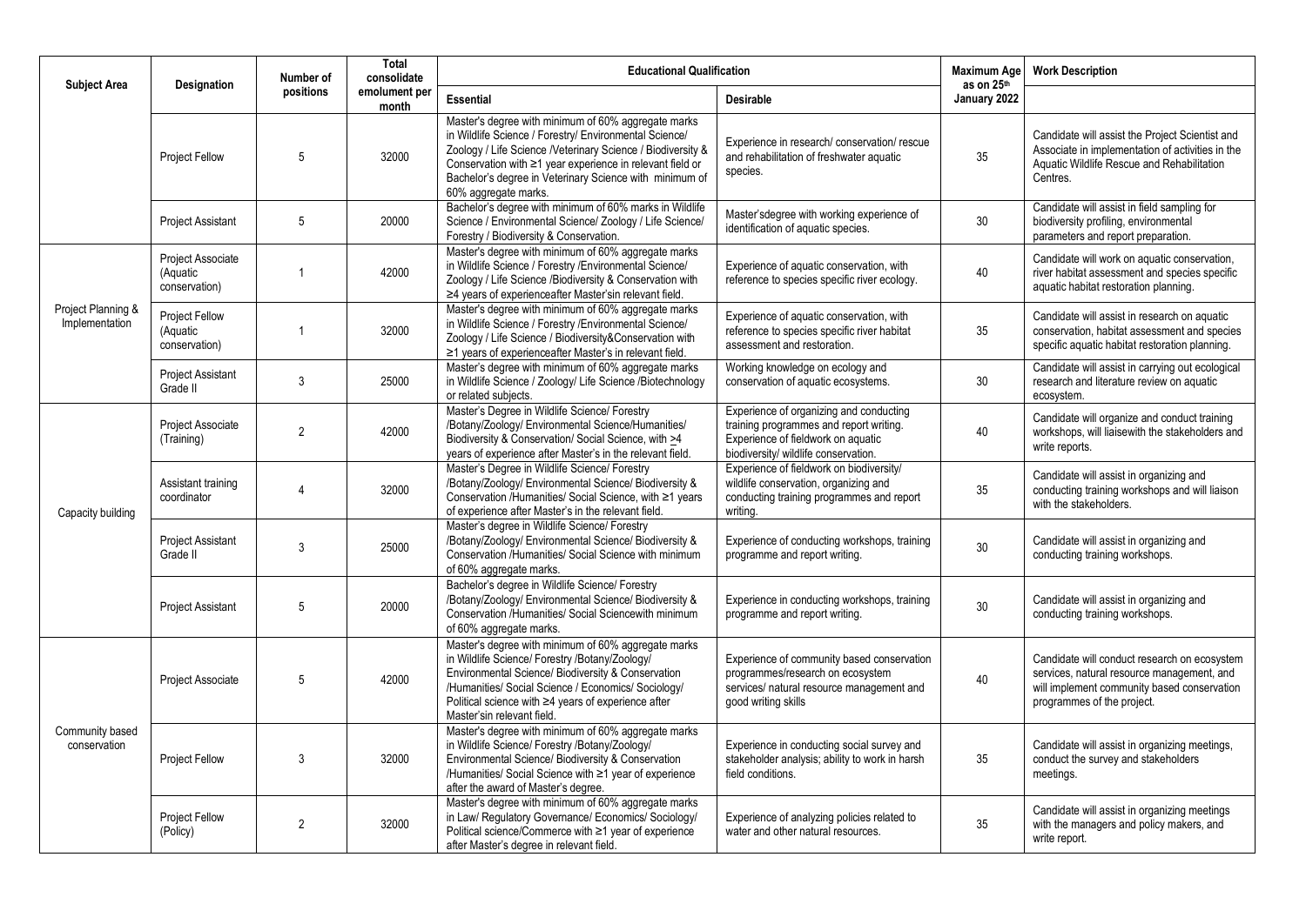| Subject Area | Designation | Number of positions | Total consolidate emolument per month | Educational Qualification | | Maximum Age as on 25th January 2022 | Work Description |
|---|---|---|---|---|---|---|---|
| | | | | Essential | Desirable | | |
| | Project Fellow | 5 | 32000 | Master's degree with minimum of 60% aggregate marks in Wildlife Science / Forestry/ Environmental Science/ Zoology / Life Science /Veterinary Science / Biodiversity & Conservation with ≥1 year experience in relevant field or Bachelor's degree in Veterinary Science with minimum of 60% aggregate marks. | Experience in research/ conservation/ rescue and rehabilitation of freshwater aquatic species. | 35 | Candidate will assist the Project Scientist and Associate in implementation of activities in the Aquatic Wildlife Rescue and Rehabilitation Centres. |
| | Project Assistant | 5 | 20000 | Bachelor's degree with minimum of 60% marks in Wildlife Science / Environmental Science/ Zoology / Life Science/ Forestry / Biodiversity & Conservation. | Master'sdegree with working experience of identification of aquatic species. | 30 | Candidate will assist in field sampling for biodiversity profiling, environmental parameters and report preparation. |
| Project Planning & Implementation | Project Associate (Aquatic conservation) | 1 | 42000 | Master's degree with minimum of 60% aggregate marks in Wildlife Science / Forestry /Environmental Science/ Zoology / Life Science /Biodiversity & Conservation with ≥4 years of experienceafter Master'sin relevant field. | Experience of aquatic conservation, with reference to species specific river ecology. | 40 | Candidate will work on aquatic conservation, river habitat assessment and species specific aquatic habitat restoration planning. |
| | Project Fellow (Aquatic conservation) | 1 | 32000 | Master's degree with minimum of 60% aggregate marks in Wildlife Science / Forestry /Environmental Science/ Zoology / Life Science / Biodiversity&Conservation with ≥1 years of experienceafter Master's in relevant field. | Experience of aquatic conservation, with reference to species specific river habitat assessment and restoration. | 35 | Candidate will assist in research on aquatic conservation, habitat assessment and species specific aquatic habitat restoration planning. |
| | Project Assistant Grade II | 3 | 25000 | Master's degree with minimum of 60% aggregate marks in Wildlife Science / Zoology/ Life Science /Biotechnology or related subjects. | Working knowledge on ecology and conservation of aquatic ecosystems. | 30 | Candidate will assist in carrying out ecological research and literature review on aquatic ecosystem. |
| Capacity building | Project Associate (Training) | 2 | 42000 | Master's Degree in Wildlife Science/ Forestry /Botany/Zoology/ Environmental Science/Humanities/ Biodiversity & Conservation/ Social Science, with ≥4 years of experience after Master's in the relevant field. | Experience of organizing and conducting training programmes and report writing. Experience of fieldwork on aquatic biodiversity/ wildlife conservation. | 40 | Candidate will organize and conduct training workshops, will liaisewith the stakeholders and write reports. |
| | Assistant training coordinator | 4 | 32000 | Master's Degree in Wildlife Science/ Forestry /Botany/Zoology/ Environmental Science/ Biodiversity & Conservation /Humanities/ Social Science, with ≥1 years of experience after Master's in the relevant field. | Experience of fieldwork on biodiversity/ wildlife conservation, organizing and conducting training programmes and report writing. | 35 | Candidate will assist in organizing and conducting training workshops and will liaison with the stakeholders. |
| | Project Assistant Grade II | 3 | 25000 | Master's degree in Wildlife Science/ Forestry /Botany/Zoology/ Environmental Science/ Biodiversity & Conservation /Humanities/ Social Science with minimum of 60% aggregate marks. | Experience of conducting workshops, training programme and report writing. | 30 | Candidate will assist in organizing and conducting training workshops. |
| | Project Assistant | 5 | 20000 | Bachelor's degree in Wildlife Science/ Forestry /Botany/Zoology/ Environmental Science/ Biodiversity & Conservation /Humanities/ Social Sciencewith minimum of 60% aggregate marks. | Experience in conducting workshops, training programme and report writing. | 30 | Candidate will assist in organizing and conducting training workshops. |
| Community based conservation | Project Associate | 5 | 42000 | Master's degree with minimum of 60% aggregate marks in Wildlife Science/ Forestry /Botany/Zoology/ Environmental Science/ Biodiversity & Conservation /Humanities/ Social Science / Economics/ Sociology/ Political science with ≥4 years of experience after Master'sin relevant field. | Experience of community based conservation programmes/research on ecosystem services/ natural resource management and good writing skills | 40 | Candidate will conduct research on ecosystem services, natural resource management, and will implement community based conservation programmes of the project. |
| | Project Fellow | 3 | 32000 | Master's degree with minimum of 60% aggregate marks in Wildlife Science/ Forestry /Botany/Zoology/ Environmental Science/ Biodiversity & Conservation /Humanities/ Social Science with ≥1 year of experience after the award of Master's degree. | Experience in conducting social survey and stakeholder analysis; ability to work in harsh field conditions. | 35 | Candidate will assist in organizing meetings, conduct the survey and stakeholders meetings. |
| | Project Fellow (Policy) | 2 | 32000 | Master's degree with minimum of 60% aggregate marks in Law/ Regulatory Governance/ Economics/ Sociology/ Political science/Commerce with ≥1 year of experience after Master's degree in relevant field. | Experience of analyzing policies related to water and other natural resources. | 35 | Candidate will assist in organizing meetings with the managers and policy makers, and write report. |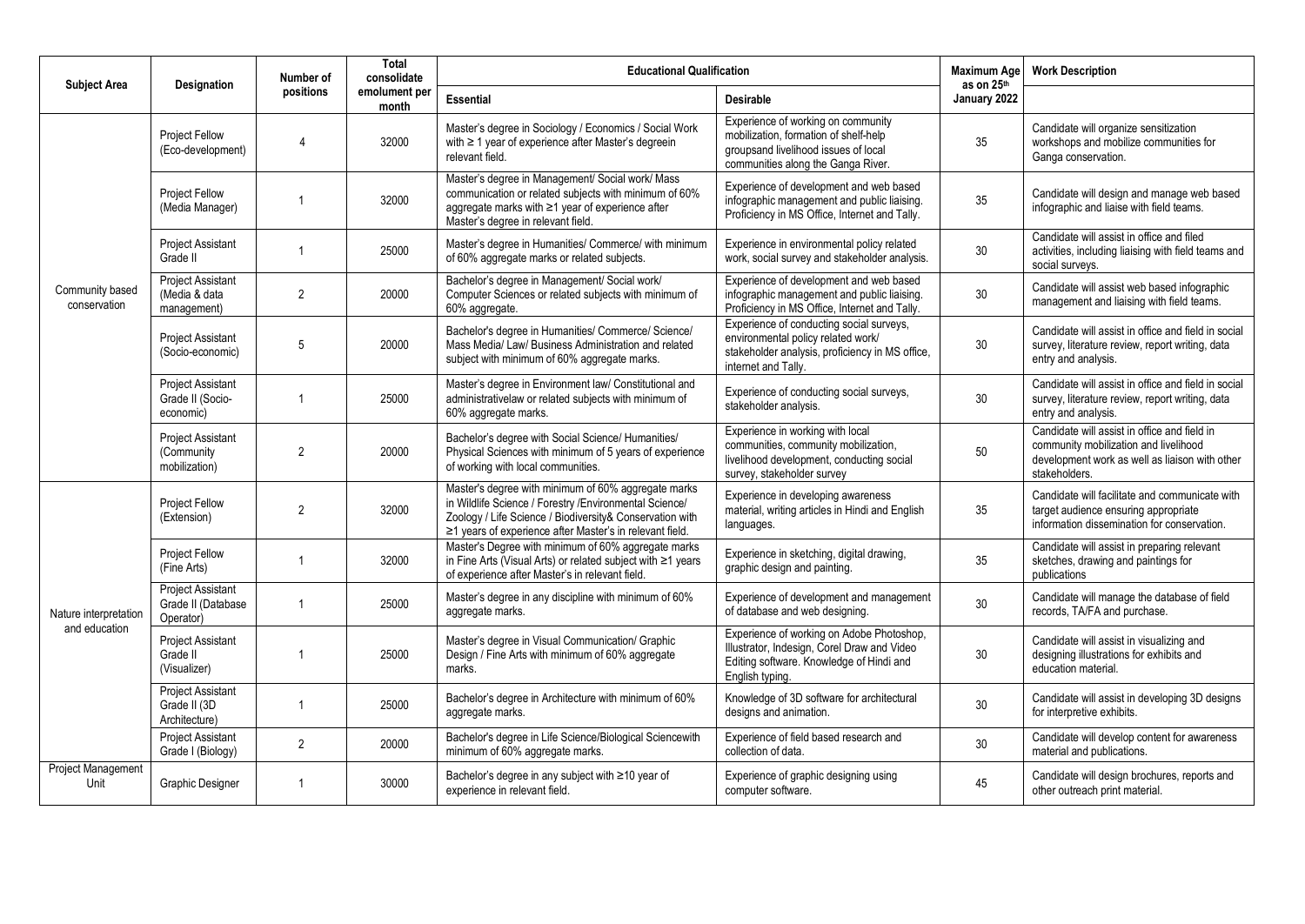| Subject Area | Designation | Number of positions | Total consolidate emolument per month | Educational Qualification | | Maximum Age as on 25th January 2022 | Work Description |
|---|---|---|---|---|---|---|---|
| | | | | Essential | Desirable | | |
| Community based conservation | Project Fellow (Eco-development) | 4 | 32000 | Master's degree in Sociology / Economics / Social Work with ≥ 1 year of experience after Master's degreein relevant field. | Experience of working on community mobilization, formation of shelf-help groupsand livelihood issues of local communities along the Ganga River. | 35 | Candidate will organize sensitization workshops and mobilize communities for Ganga conservation. |
| | Project Fellow (Media Manager) | 1 | 32000 | Master's degree in Management/ Social work/ Mass communication or related subjects with minimum of 60% aggregate marks with ≥1 year of experience after Master's degree in relevant field. | Experience of development and web based infographic management and public liaising. Proficiency in MS Office, Internet and Tally. | 35 | Candidate will design and manage web based infographic and liaise with field teams. |
| | Project Assistant Grade II | 1 | 25000 | Master's degree in Humanities/ Commerce/ with minimum of 60% aggregate marks or related subjects. | Experience in environmental policy related work, social survey and stakeholder analysis. | 30 | Candidate will assist in office and filed activities, including liaising with field teams and social surveys. |
| | Project Assistant (Media & data management) | 2 | 20000 | Bachelor's degree in Management/ Social work/ Computer Sciences or related subjects with minimum of 60% aggregate. | Experience of development and web based infographic management and public liaising. Proficiency in MS Office, Internet and Tally. | 30 | Candidate will assist web based infographic management and liaising with field teams. |
| | Project Assistant (Socio-economic) | 5 | 20000 | Bachelor's degree in Humanities/ Commerce/ Science/ Mass Media/ Law/ Business Administration and related subject with minimum of 60% aggregate marks. | Experience of conducting social surveys, environmental policy related work/ stakeholder analysis, proficiency in MS office, internet and Tally. | 30 | Candidate will assist in office and field in social survey, literature review, report writing, data entry and analysis. |
| | Project Assistant Grade II (Socio-economic) | 1 | 25000 | Master's degree in Environment law/ Constitutional and administrativelaw or related subjects with minimum of 60% aggregate marks. | Experience of conducting social surveys, stakeholder analysis. | 30 | Candidate will assist in office and field in social survey, literature review, report writing, data entry and analysis. |
| | Project Assistant (Community mobilization) | 2 | 20000 | Bachelor's degree with Social Science/ Humanities/ Physical Sciences with minimum of 5 years of experience of working with local communities. | Experience in working with local communities, community mobilization, livelihood development, conducting social survey, stakeholder survey | 50 | Candidate will assist in office and field in community mobilization and livelihood development work as well as liaison with other stakeholders. |
| Nature interpretation and education | Project Fellow (Extension) | 2 | 32000 | Master's degree with minimum of 60% aggregate marks in Wildlife Science / Forestry /Environmental Science/ Zoology / Life Science / Biodiversity& Conservation with ≥1 years of experience after Master's in relevant field. | Experience in developing awareness material, writing articles in Hindi and English languages. | 35 | Candidate will facilitate and communicate with target audience ensuring appropriate information dissemination for conservation. |
| | Project Fellow (Fine Arts) | 1 | 32000 | Master's Degree with minimum of 60% aggregate marks in Fine Arts (Visual Arts) or related subject with ≥1 years of experience after Master's in relevant field. | Experience in sketching, digital drawing, graphic design and painting. | 35 | Candidate will assist in preparing relevant sketches, drawing and paintings for publications |
| | Project Assistant Grade II (Database Operator) | 1 | 25000 | Master's degree in any discipline with minimum of 60% aggregate marks. | Experience of development and management of database and web designing. | 30 | Candidate will manage the database of field records, TA/FA and purchase. |
| | Project Assistant Grade II (Visualizer) | 1 | 25000 | Master's degree in Visual Communication/ Graphic Design / Fine Arts with minimum of 60% aggregate marks. | Experience of working on Adobe Photoshop, Illustrator, Indesign, Corel Draw and Video Editing software. Knowledge of Hindi and English typing. | 30 | Candidate will assist in visualizing and designing illustrations for exhibits and education material. |
| | Project Assistant Grade II (3D Architecture) | 1 | 25000 | Bachelor's degree in Architecture with minimum of 60% aggregate marks. | Knowledge of 3D software for architectural designs and animation. | 30 | Candidate will assist in developing 3D designs for interpretive exhibits. |
| | Project Assistant Grade I (Biology) | 2 | 20000 | Bachelor's degree in Life Science/Biological Sciencewith minimum of 60% aggregate marks. | Experience of field based research and collection of data. | 30 | Candidate will develop content for awareness material and publications. |
| Project Management Unit | Graphic Designer | 1 | 30000 | Bachelor's degree in any subject with ≥10 year of experience in relevant field. | Experience of graphic designing using computer software. | 45 | Candidate will design brochures, reports and other outreach print material. |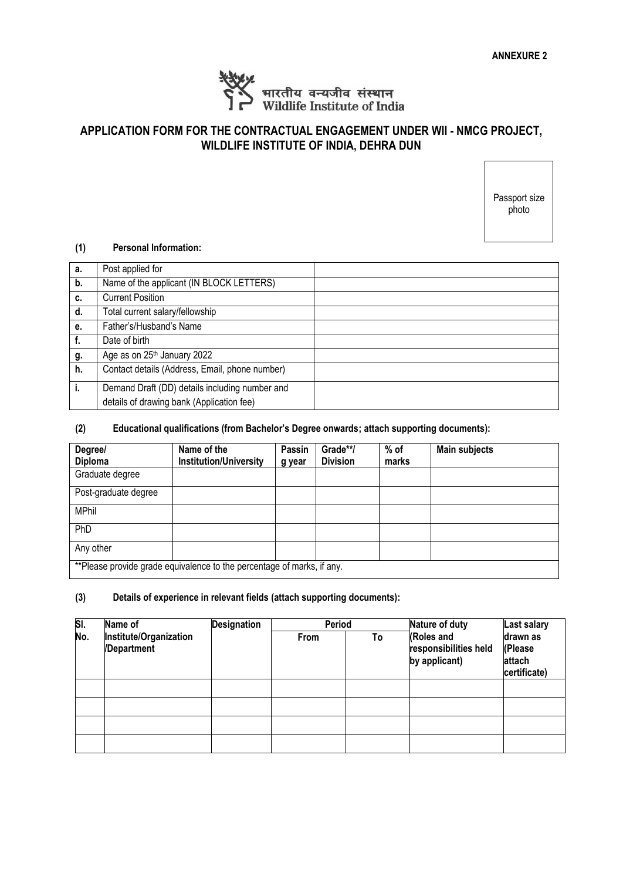**ANNEXURE 2**

भारतीय वन्यजीव संस्थान
Wildlife Institute of India

## APPLICATION FORM FOR THE CONTRACTUAL ENGAGEMENT UNDER WII - NMCG PROJECT, WILDLIFE INSTITUTE OF INDIA, DEHRA DUN

Passport size photo

### (1) Personal Information:

| | | |
|---|---|---|
| **a.** | Post applied for | |
| **b.** | Name of the applicant (IN BLOCK LETTERS) | |
| **c.** | Current Position | |
| **d.** | Total current salary/fellowship | |
| **e.** | Father's/Husband's Name | |
| **f.** | Date of birth | |
| **g.** | Age as on 25th January 2022 | |
| **h.** | Contact details (Address, Email, phone number) | |
| **i.** | Demand Draft (DD) details including number and details of drawing bank (Application fee) | |

### (2) Educational qualifications (from Bachelor's Degree onwards; attach supporting documents):

| Degree/ Diploma | Name of the Institution/University | Passing year | Grade**/ Division | % of marks | Main subjects |
|---|---|---|---|---|---|
| Graduate degree | | | | | |
| Post-graduate degree | | | | | |
| MPhil | | | | | |
| PhD | | | | | |
| Any other | | | | | |
| **Please provide grade equivalence to the percentage of marks, if any. | | | | | |

### (3) Details of experience in relevant fields (attach supporting documents):

| Sl. No. | Name of Institute/Organization /Department | Designation | Period | | Nature of duty (Roles and responsibilities held by applicant) | Last salary drawn as (Please attach certificate) |
|---|---|---|---|---|---|---|
| | | | From | To | | |
| | | | | | | |
| | | | | | | |
| | | | | | | |
| | | | | | | |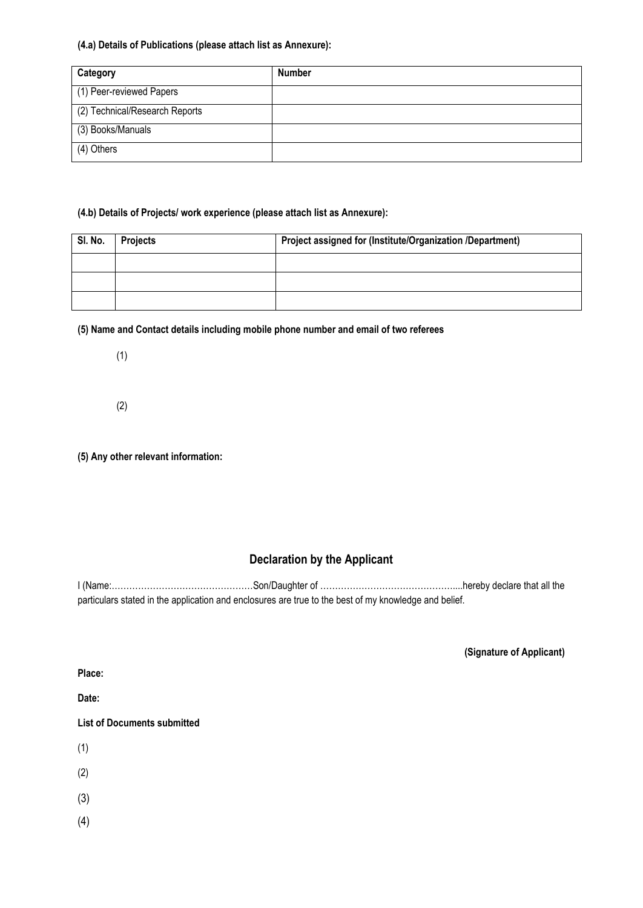**(4.a) Details of Publications (please attach list as Annexure):**

| Category | Number |
|---|---|
| (1) Peer-reviewed Papers | |
| (2) Technical/Research Reports | |
| (3) Books/Manuals | |
| (4) Others | |

**(4.b) Details of Projects/ work experience (please attach list as Annexure):**

| Sl. No. | Projects | Project assigned for (Institute/Organization /Department) |
|---|---|---|
| | | |
| | | |
| | | |

**(5) Name and Contact details including mobile phone number and email of two referees**

(1)

(2)

**(5) Any other relevant information:**

## Declaration by the Applicant

I (Name:…………………………………………Son/Daughter of ……………………………………….....hereby declare that all the particulars stated in the application and enclosures are true to the best of my knowledge and belief.

**(Signature of Applicant)**

**Place:**

**Date:**

**List of Documents submitted**

(1)

(2)

(3)

(4)